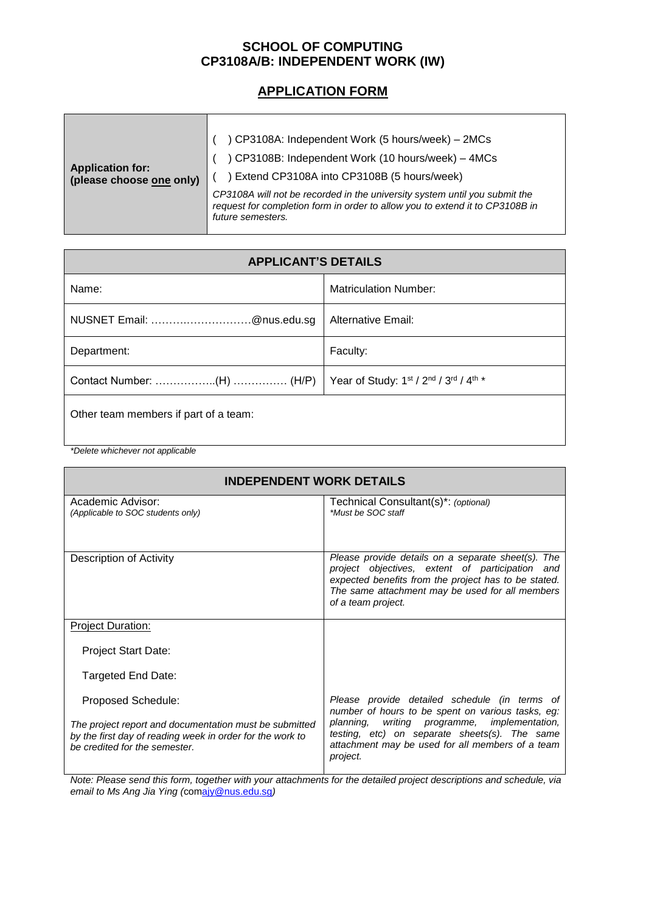# SCHOOL OF COMPUTING
# CP3108A/B: INDEPENDENT WORK (IW)

## APPLICATION FORM

| **Application for: (please choose <u>one</u> only)** | ( ) CP3108A: Independent Work (5 hours/week) – 2MCs<br>( ) CP3108B: Independent Work (10 hours/week) – 4MCs<br>( ) Extend CP3108A into CP3108B (5 hours/week)<br>*CP3108A will not be recorded in the university system until you submit the request for completion form in order to allow you to extend it to CP3108B in future semesters.* |
|---|---|

| **APPLICANT'S DETAILS** | |
|---|---|
| Name: | Matriculation Number: |
| NUSNET Email: ……….………………@nus.edu.sg | Alternative Email: |
| Department: | Faculty: |
| Contact Number: ……………..(H) …………… (H/P) | Year of Study: 1st / 2nd / 3rd / 4th * |
| Other team members if part of a team: | |

*\*Delete whichever not applicable*

| **INDEPENDENT WORK DETAILS** | |
|---|---|
| Academic Advisor:<br>*(Applicable to SOC students only)* | Technical Consultant(s)\*: *(optional)*<br>*\*Must be SOC staff* |
| Description of Activity | *Please provide details on a separate sheet(s). The project objectives, extent of participation and expected benefits from the project has to be stated. The same attachment may be used for all members of a team project.* |
| <u>Project Duration:</u><br>Project Start Date:<br>Targeted End Date:<br>Proposed Schedule:<br>*The project report and documentation must be submitted by the first day of reading week in order for the work to be credited for the semester.* | *Please provide detailed schedule (in terms of number of hours to be spent on various tasks, eg: planning, writing programme, implementation, testing, etc) on separate sheets(s). The same attachment may be used for all members of a team project.* |

*Note: Please send this form, together with your attachments for the detailed project descriptions and schedule, via email to Ms Ang Jia Ying (comajy@nus.edu.sg)*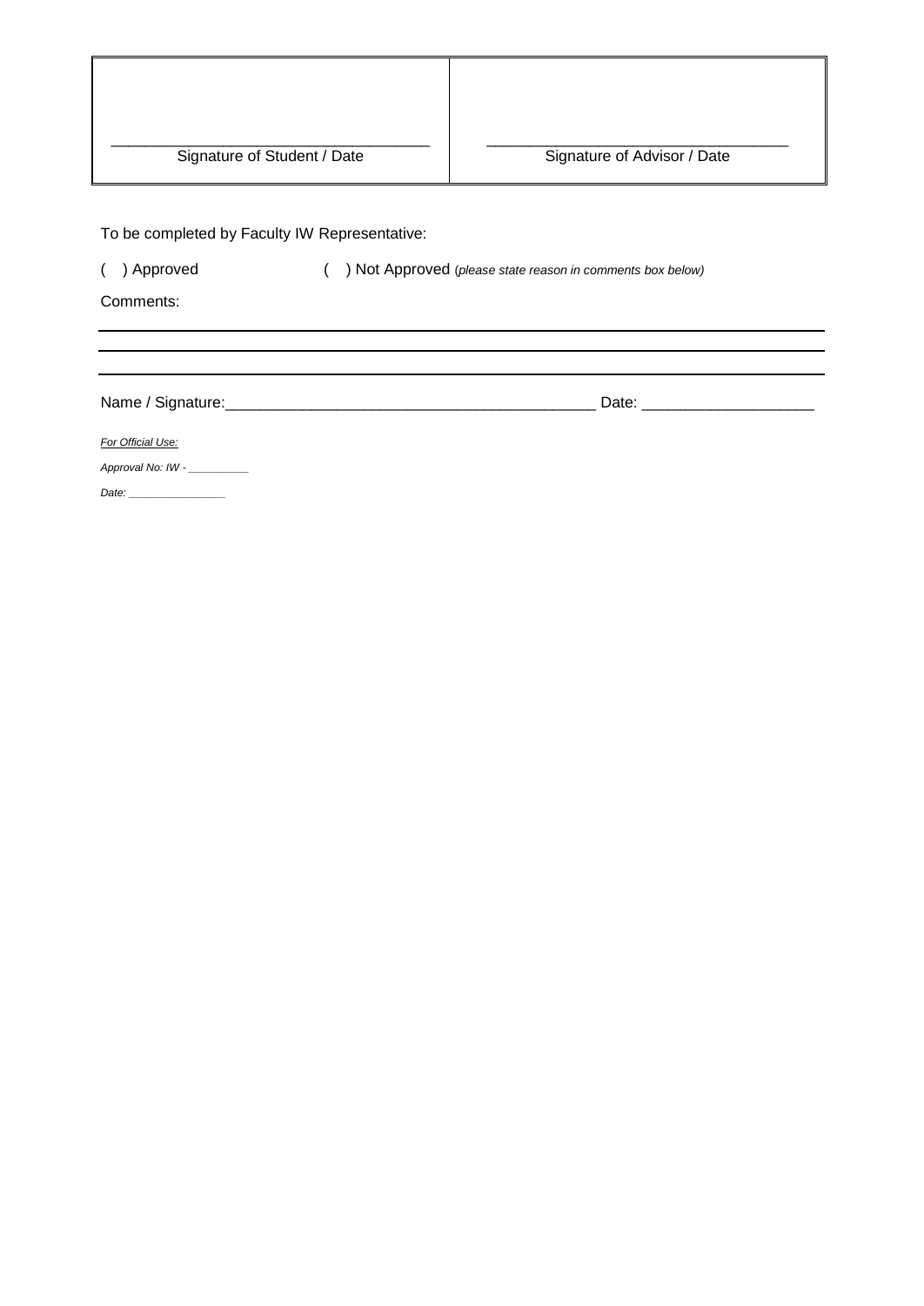| | |
|---|---|
| ________________________________ Signature of Student / Date | ________________________________ Signature of Advisor / Date |

To be completed by Faculty IW Representative:

(  ) Approved (  ) Not Approved (*please state reason in comments box below)*

Comments:

---

---

---

Name / Signature:__________________________________________ Date: ____________________

*For Official Use:*

*Approval No: IW - __________*

*Date: ________________*